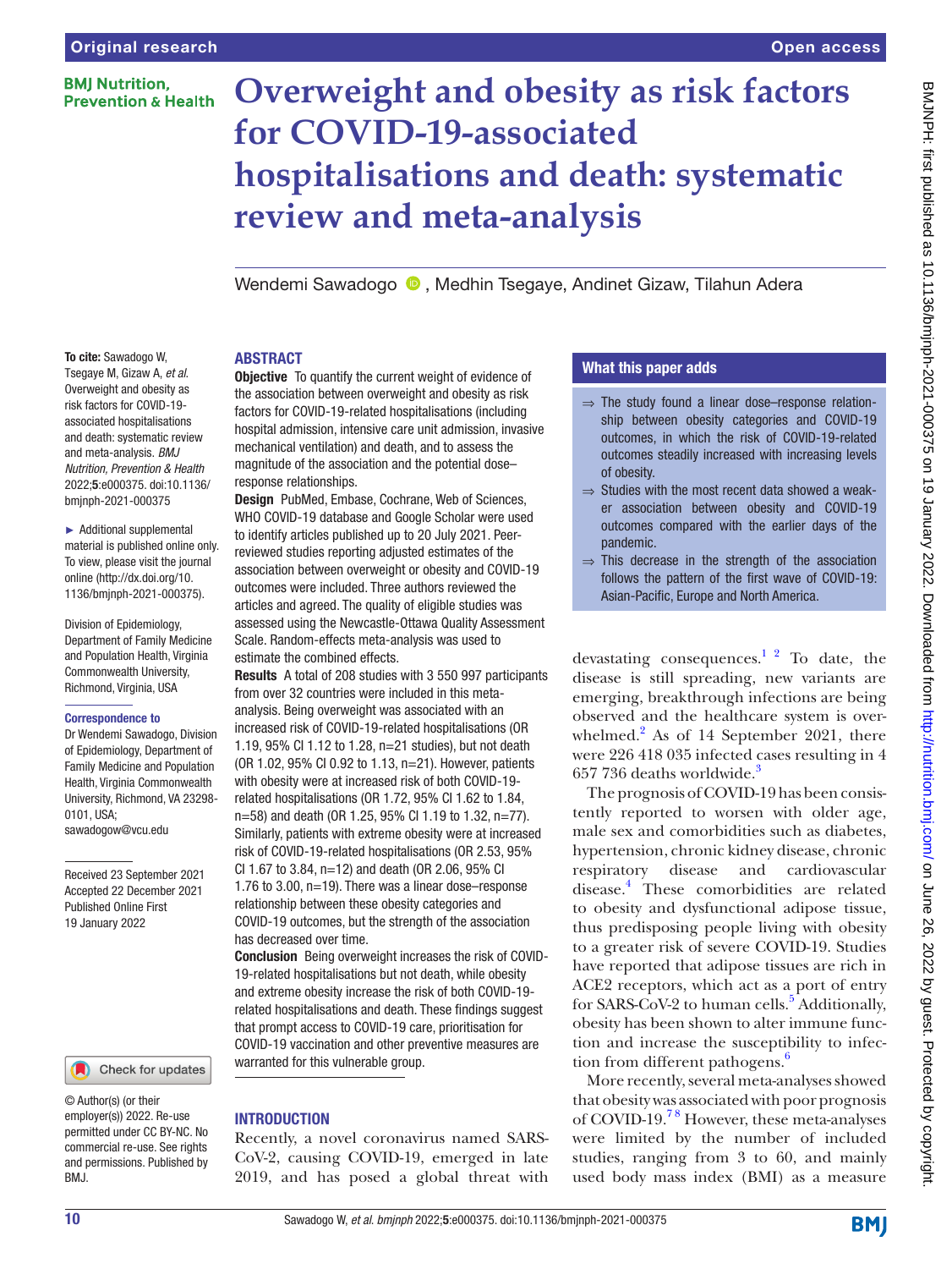Original research

# Overweight and obesity as risk factors for COVID-19-associated hospitalisations and death: systematic review and meta-analysis

Wendemi Sawadogo, Medhin Tsegaye, Andinet Gizaw, Tilahun Adera

**To cite:** Sawadogo W, Tsegaye M, Gizaw A, *et al*. Overweight and obesity as risk factors for COVID-19-associated hospitalisations and death: systematic review and meta-analysis. *BMJ Nutrition, Prevention & Health* 2022;**5**:e000375. doi:10.1136/bmjnph-2021-000375

► Additional supplemental material is published online only. To view, please visit the journal online (http://dx.doi.org/10.1136/bmjnph-2021-000375).

Division of Epidemiology, Department of Family Medicine and Population Health, Virginia Commonwealth University, Richmond, Virginia, USA

**Correspondence to**

Dr Wendemi Sawadogo, Division of Epidemiology, Department of Family Medicine and Population Health, Virginia Commonwealth University, Richmond, VA 23298-0101, USA; sawadogow@vcu.edu

Received 23 September 2021
Accepted 22 December 2021
Published Online First 19 January 2022

© Author(s) (or their employer(s)) 2022. Re-use permitted under CC BY-NC. No commercial re-use. See rights and permissions. Published by BMJ.

## ABSTRACT

**Objective** To quantify the current weight of evidence of the association between overweight and obesity as risk factors for COVID-19-related hospitalisations (including hospital admission, intensive care unit admission, invasive mechanical ventilation) and death, and to assess the magnitude of the association and the potential dose–response relationships.

**Design** PubMed, Embase, Cochrane, Web of Sciences, WHO COVID-19 database and Google Scholar were used to identify articles published up to 20 July 2021. Peer-reviewed studies reporting adjusted estimates of the association between overweight or obesity and COVID-19 outcomes were included. Three authors reviewed the articles and agreed. The quality of eligible studies was assessed using the Newcastle-Ottawa Quality Assessment Scale. Random-effects meta-analysis was used to estimate the combined effects.

**Results** A total of 208 studies with 3 550 997 participants from over 32 countries were included in this meta-analysis. Being overweight was associated with an increased risk of COVID-19-related hospitalisations (OR 1.19, 95% CI 1.12 to 1.28, n=21 studies), but not death (OR 1.02, 95% CI 0.92 to 1.13, n=21). However, patients with obesity were at increased risk of both COVID-19-related hospitalisations (OR 1.72, 95% CI 1.62 to 1.84, n=58) and death (OR 1.25, 95% CI 1.19 to 1.32, n=77). Similarly, patients with extreme obesity were at increased risk of COVID-19-related hospitalisations (OR 2.53, 95% CI 1.67 to 3.84, n=12) and death (OR 2.06, 95% CI 1.76 to 3.00, n=19). There was a linear dose–response relationship between these obesity categories and COVID-19 outcomes, but the strength of the association has decreased over time.

**Conclusion** Being overweight increases the risk of COVID-19-related hospitalisations but not death, while obesity and extreme obesity increase the risk of both COVID-19-related hospitalisations and death. These findings suggest that prompt access to COVID-19 care, prioritisation for COVID-19 vaccination and other preventive measures are warranted for this vulnerable group.

### What this paper adds

- ⇒ The study found a linear dose–response relationship between obesity categories and COVID-19 outcomes, in which the risk of COVID-19-related outcomes steadily increased with increasing levels of obesity.
- ⇒ Studies with the most recent data showed a weaker association between obesity and COVID-19 outcomes compared with the earlier days of the pandemic.
- ⇒ This decrease in the strength of the association follows the pattern of the first wave of COVID-19: Asian-Pacific, Europe and North America.

## INTRODUCTION

Recently, a novel coronavirus named SARS-CoV-2, causing COVID-19, emerged in late 2019, and has posed a global threat with devastating consequences.[1,2] To date, the disease is still spreading, new variants are emerging, breakthrough infections are being observed and the healthcare system is overwhelmed.[2] As of 14 September 2021, there were 226 418 035 infected cases resulting in 4 657 736 deaths worldwide.[3]

The prognosis of COVID-19 has been consistently reported to worsen with older age, male sex and comorbidities such as diabetes, hypertension, chronic kidney disease, chronic respiratory disease and cardiovascular disease.[4] These comorbidities are related to obesity and dysfunctional adipose tissue, thus predisposing people living with obesity to a greater risk of severe COVID-19. Studies have reported that adipose tissues are rich in ACE2 receptors, which act as a port of entry for SARS-CoV-2 to human cells.[5] Additionally, obesity has been shown to alter immune function and increase the susceptibility to infection from different pathogens.[6]

More recently, several meta-analyses showed that obesity was associated with poor prognosis of COVID-19.[7,8] However, these meta-analyses were limited by the number of included studies, ranging from 3 to 60, and mainly used body mass index (BMI) as a measure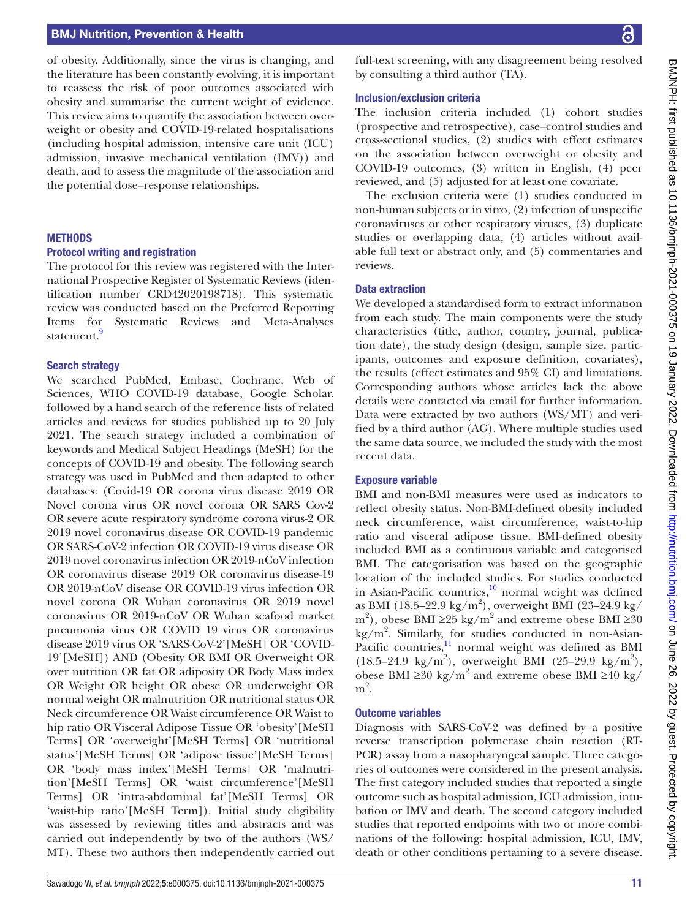of obesity. Additionally, since the virus is changing, and the literature has been constantly evolving, it is important to reassess the risk of poor outcomes associated with obesity and summarise the current weight of evidence. This review aims to quantify the association between overweight or obesity and COVID-19-related hospitalisations (including hospital admission, intensive care unit (ICU) admission, invasive mechanical ventilation (IMV)) and death, and to assess the magnitude of the association and the potential dose–response relationships.

## METHODS

### Protocol writing and registration

The protocol for this review was registered with the International Prospective Register of Systematic Reviews (identification number CRD42020198718). This systematic review was conducted based on the Preferred Reporting Items for Systematic Reviews and Meta-Analyses statement.[9]

### Search strategy

We searched PubMed, Embase, Cochrane, Web of Sciences, WHO COVID-19 database, Google Scholar, followed by a hand search of the reference lists of related articles and reviews for studies published up to 20 July 2021. The search strategy included a combination of keywords and Medical Subject Headings (MeSH) for the concepts of COVID-19 and obesity. The following search strategy was used in PubMed and then adapted to other databases: (Covid-19 OR corona virus disease 2019 OR Novel corona virus OR novel corona OR SARS Cov-2 OR severe acute respiratory syndrome corona virus-2 OR 2019 novel coronavirus disease OR COVID-19 pandemic OR SARS-CoV-2 infection OR COVID-19 virus disease OR 2019 novel coronavirus infection OR 2019-nCoV infection OR coronavirus disease 2019 OR coronavirus disease-19 OR 2019-nCoV disease OR COVID-19 virus infection OR novel corona OR Wuhan coronavirus OR 2019 novel coronavirus OR 2019-nCoV OR Wuhan seafood market pneumonia virus OR COVID 19 virus OR coronavirus disease 2019 virus OR 'SARS-CoV-2'[MeSH] OR 'COVID-19'[MeSH]) AND (Obesity OR BMI OR Overweight OR over nutrition OR fat OR adiposity OR Body Mass index OR Weight OR height OR obese OR underweight OR normal weight OR malnutrition OR nutritional status OR Neck circumference OR Waist circumference OR Waist to hip ratio OR Visceral Adipose Tissue OR 'obesity'[MeSH Terms] OR 'overweight'[MeSH Terms] OR 'nutritional status'[MeSH Terms] OR 'adipose tissue'[MeSH Terms] OR 'body mass index'[MeSH Terms] OR 'malnutrition'[MeSH Terms] OR 'waist circumference'[MeSH Terms] OR 'intra-abdominal fat'[MeSH Terms] OR 'waist-hip ratio'[MeSH Term]). Initial study eligibility was assessed by reviewing titles and abstracts and was carried out independently by two of the authors (WS/MT). These two authors then independently carried out full-text screening, with any disagreement being resolved by consulting a third author (TA).

### Inclusion/exclusion criteria

The inclusion criteria included (1) cohort studies (prospective and retrospective), case–control studies and cross-sectional studies, (2) studies with effect estimates on the association between overweight or obesity and COVID-19 outcomes, (3) written in English, (4) peer reviewed, and (5) adjusted for at least one covariate.

The exclusion criteria were (1) studies conducted in non-human subjects or in vitro, (2) infection of unspecific coronaviruses or other respiratory viruses, (3) duplicate studies or overlapping data, (4) articles without available full text or abstract only, and (5) commentaries and reviews.

### Data extraction

We developed a standardised form to extract information from each study. The main components were the study characteristics (title, author, country, journal, publication date), the study design (design, sample size, participants, outcomes and exposure definition, covariates), the results (effect estimates and 95% CI) and limitations. Corresponding authors whose articles lack the above details were contacted via email for further information. Data were extracted by two authors (WS/MT) and verified by a third author (AG). Where multiple studies used the same data source, we included the study with the most recent data.

### Exposure variable

BMI and non-BMI measures were used as indicators to reflect obesity status. Non-BMI-defined obesity included neck circumference, waist circumference, waist-to-hip ratio and visceral adipose tissue. BMI-defined obesity included BMI as a continuous variable and categorised BMI. The categorisation was based on the geographic location of the included studies. For studies conducted in Asian-Pacific countries,[10] normal weight was defined as BMI (18.5–22.9 $kg/m^2$), overweight BMI (23–24.9 $kg/m^2$), obese BMI ≥25 $kg/m^2$ and extreme obese BMI ≥30 $kg/m^2$. Similarly, for studies conducted in non-Asian-Pacific countries,[11] normal weight was defined as BMI (18.5–24.9 $kg/m^2$), overweight BMI (25–29.9 $kg/m^2$), obese BMI ≥30 $kg/m^2$ and extreme obese BMI ≥40 $kg/m^2$.

### Outcome variables

Diagnosis with SARS-CoV-2 was defined by a positive reverse transcription polymerase chain reaction (RT-PCR) assay from a nasopharyngeal sample. Three categories of outcomes were considered in the present analysis. The first category included studies that reported a single outcome such as hospital admission, ICU admission, intubation or IMV and death. The second category included studies that reported endpoints with two or more combinations of the following: hospital admission, ICU, IMV, death or other conditions pertaining to a severe disease.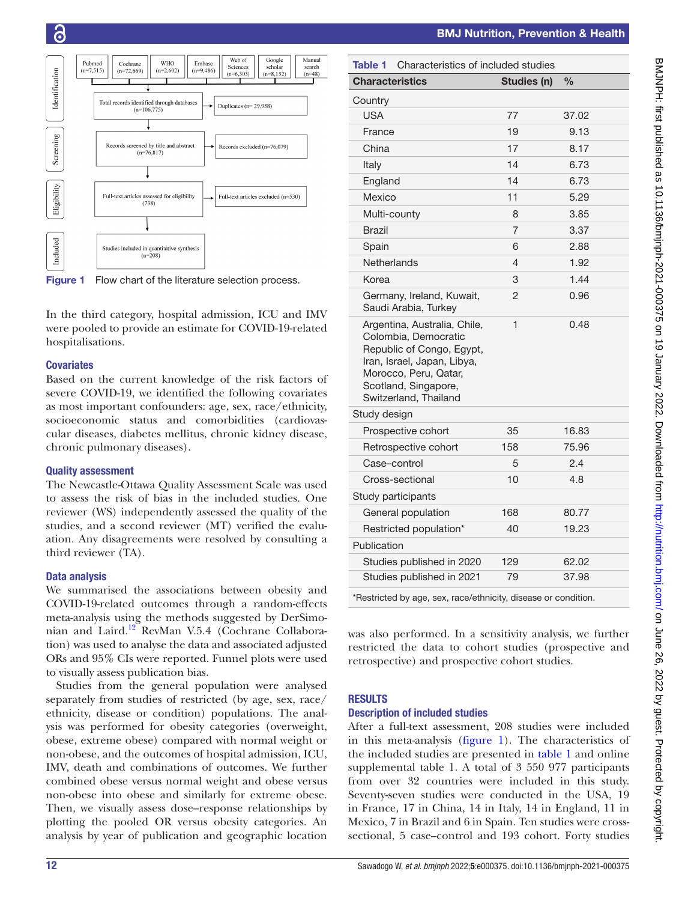Figure 1 Flow chart of the literature selection process.

In the third category, hospital admission, ICU and IMV were pooled to provide an estimate for COVID-19-related hospitalisations.

### Covariates

Based on the current knowledge of the risk factors of severe COVID-19, we identified the following covariates as most important confounders: age, sex, race/ethnicity, socioeconomic status and comorbidities (cardiovascular diseases, diabetes mellitus, chronic kidney disease, chronic pulmonary diseases).

### Quality assessment

The Newcastle-Ottawa Quality Assessment Scale was used to assess the risk of bias in the included studies. One reviewer (WS) independently assessed the quality of the studies, and a second reviewer (MT) verified the evaluation. Any disagreements were resolved by consulting a third reviewer (TA).

### Data analysis

We summarised the associations between obesity and COVID-19-related outcomes through a random-effects meta-analysis using the methods suggested by DerSimonian and Laird.[12] RevMan V.5.4 (Cochrane Collaboration) was used to analyse the data and associated adjusted ORs and 95% CIs were reported. Funnel plots were used to visually assess publication bias.

Studies from the general population were analysed separately from studies of restricted (by age, sex, race/ethnicity, disease or condition) populations. The analysis was performed for obesity categories (overweight, obese, extreme obese) compared with normal weight or non-obese, and the outcomes of hospital admission, ICU, IMV, death and combinations of outcomes. We further combined obese versus normal weight and obese versus non-obese into obese and similarly for extreme obese. Then, we visually assess dose–response relationships by plotting the pooled OR versus obesity categories. An analysis by year of publication and geographic location was also performed. In a sensitivity analysis, we further restricted the data to cohort studies (prospective and retrospective) and prospective cohort studies.

**Table 1** Characteristics of included studies

| Characteristics | Studies (n) | % |
|---|---|---|
| Country | | |
| USA | 77 | 37.02 |
| France | 19 | 9.13 |
| China | 17 | 8.17 |
| Italy | 14 | 6.73 |
| England | 14 | 6.73 |
| Mexico | 11 | 5.29 |
| Multi-county | 8 | 3.85 |
| Brazil | 7 | 3.37 |
| Spain | 6 | 2.88 |
| Netherlands | 4 | 1.92 |
| Korea | 3 | 1.44 |
| Germany, Ireland, Kuwait, Saudi Arabia, Turkey | 2 | 0.96 |
| Argentina, Australia, Chile, Colombia, Democratic Republic of Congo, Egypt, Iran, Israel, Japan, Libya, Morocco, Peru, Qatar, Scotland, Singapore, Switzerland, Thailand | 1 | 0.48 |
| Study design | | |
| Prospective cohort | 35 | 16.83 |
| Retrospective cohort | 158 | 75.96 |
| Case–control | 5 | 2.4 |
| Cross-sectional | 10 | 4.8 |
| Study participants | | |
| General population | 168 | 80.77 |
| Restricted population* | 40 | 19.23 |
| Publication | | |
| Studies published in 2020 | 129 | 62.02 |
| Studies published in 2021 | 79 | 37.98 |

*Restricted by age, sex, race/ethnicity, disease or condition.

## RESULTS

### Description of included studies

After a full-text assessment, 208 studies were included in this meta-analysis (figure 1). The characteristics of the included studies are presented in table 1 and online supplemental table 1. A total of 3 550 977 participants from over 32 countries were included in this study. Seventy-seven studies were conducted in the USA, 19 in France, 17 in China, 14 in Italy, 14 in England, 11 in Mexico, 7 in Brazil and 6 in Spain. Ten studies were cross-sectional, 5 case–control and 193 cohort. Forty studies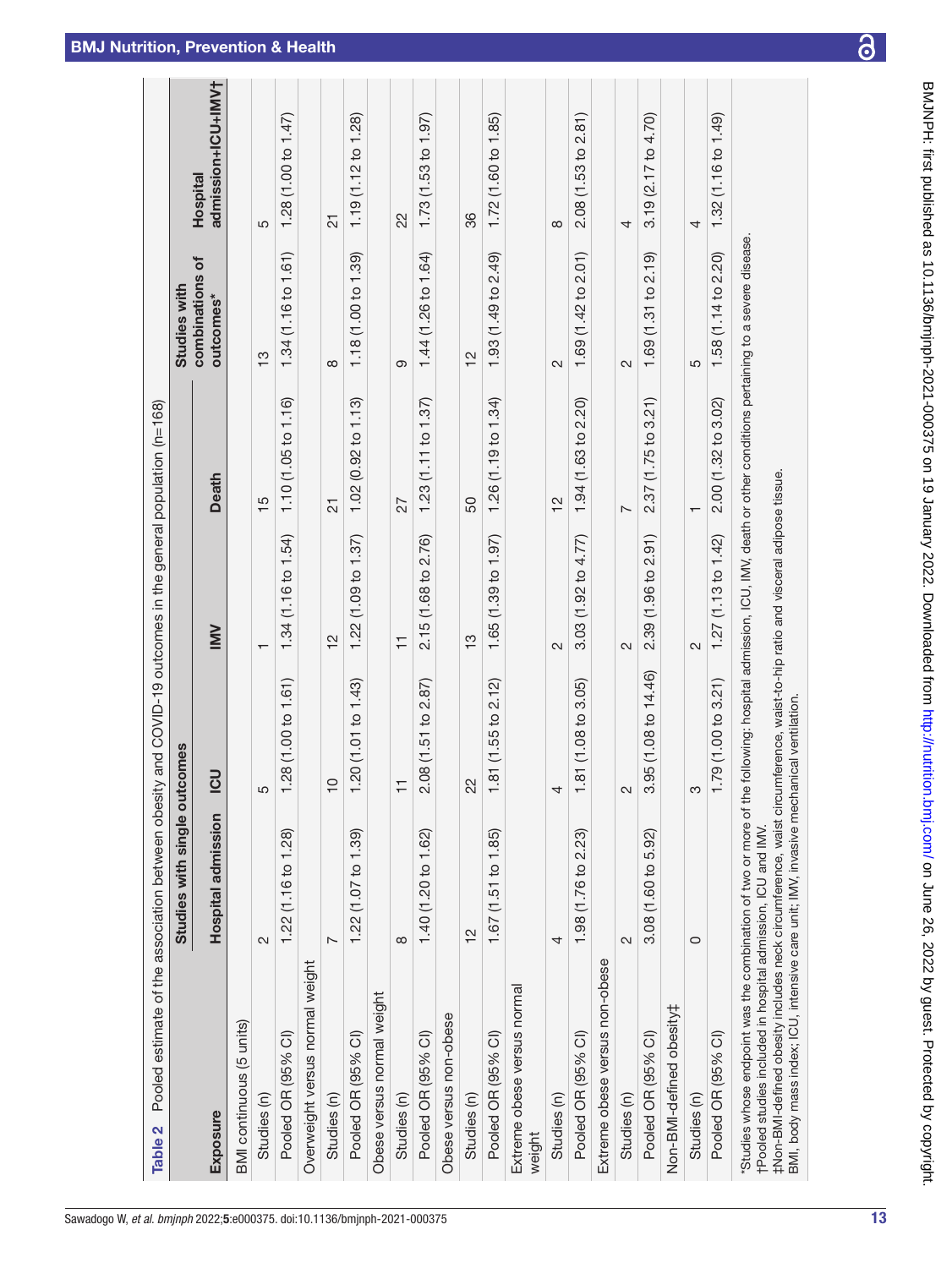**Table 2** Pooled estimate of the association between obesity and COVID-19 outcomes in the general population (n=168)

| Exposure | Studies with single outcomes | | | | Studies with combinations of outcomes* | Hospital admission+ICU+IMV† |
|---|---|---|---|---|---|---|
| | Hospital admission | ICU | IMV | Death | | |
| BMI continuous (5 units) | | | | | | |
| Studies (n) | 2 | 5 | 1 | 15 | 13 | 5 |
| Pooled OR (95% CI) | 1.22 (1.16 to 1.28) | 1.28 (1.00 to 1.61) | 1.34 (1.16 to 1.54) | 1.10 (1.05 to 1.16) | 1.34 (1.16 to 1.61) | 1.28 (1.00 to 1.47) |
| Overweight versus normal weight | | | | | | |
| Studies (n) | 7 | 10 | 12 | 21 | 8 | 21 |
| Pooled OR (95% CI) | 1.22 (1.07 to 1.39) | 1.20 (1.01 to 1.43) | 1.22 (1.09 to 1.37) | 1.02 (0.92 to 1.13) | 1.18 (1.00 to 1.39) | 1.19 (1.12 to 1.28) |
| Obese versus normal weight | | | | | | |
| Studies (n) | 8 | 11 | 11 | 27 | 9 | 22 |
| Pooled OR (95% CI) | 1.40 (1.20 to 1.62) | 2.08 (1.51 to 2.87) | 2.15 (1.68 to 2.76) | 1.23 (1.11 to 1.37) | 1.44 (1.26 to 1.64) | 1.73 (1.53 to 1.97) |
| Obese versus non-obese | | | | | | |
| Studies (n) | 12 | 22 | 13 | 50 | 12 | 36 |
| Pooled OR (95% CI) | 1.67 (1.51 to 1.85) | 1.81 (1.55 to 2.12) | 1.65 (1.39 to 1.97) | 1.26 (1.19 to 1.34) | 1.93 (1.49 to 2.49) | 1.72 (1.60 to 1.85) |
| Extreme obese versus normal weight | | | | | | |
| Studies (n) | 4 | 4 | 2 | 12 | 2 | 8 |
| Pooled OR (95% CI) | 1.98 (1.76 to 2.23) | 1.81 (1.08 to 3.05) | 3.03 (1.92 to 4.77) | 1.94 (1.63 to 2.20) | 1.69 (1.42 to 2.01) | 2.08 (1.53 to 2.81) |
| Extreme obese versus non-obese | | | | | | |
| Studies (n) | 2 | 2 | 2 | 7 | 2 | 4 |
| Pooled OR (95% CI) | 3.08 (1.60 to 5.92) | 3.95 (1.08 to 14.46) | 2.39 (1.96 to 2.91) | 2.37 (1.75 to 3.21) | 1.69 (1.31 to 2.19) | 3.19 (2.17 to 4.70) |
| Non-BMI-defined obesity‡ | | | | | | |
| Studies (n) | 0 | 3 | 2 | 1 | 5 | 4 |
| Pooled OR (95% CI) | | 1.79 (1.00 to 3.21) | 1.27 (1.13 to 1.42) | 2.00 (1.32 to 3.02) | 1.58 (1.14 to 2.20) | 1.32 (1.16 to 1.49) |

*Studies whose endpoint was the combination of two or more of the following: hospital admission, ICU, IMV, death or other conditions pertaining to a severe disease.
†Pooled studies included in hospital admission, ICU and IMV.
‡Non-BMI-defined obesity includes neck circumference, waist circumference, waist-to-hip ratio and visceral adipose tissue.
BMI, body mass index; ICU, intensive care unit; IMV, invasive mechanical ventilation.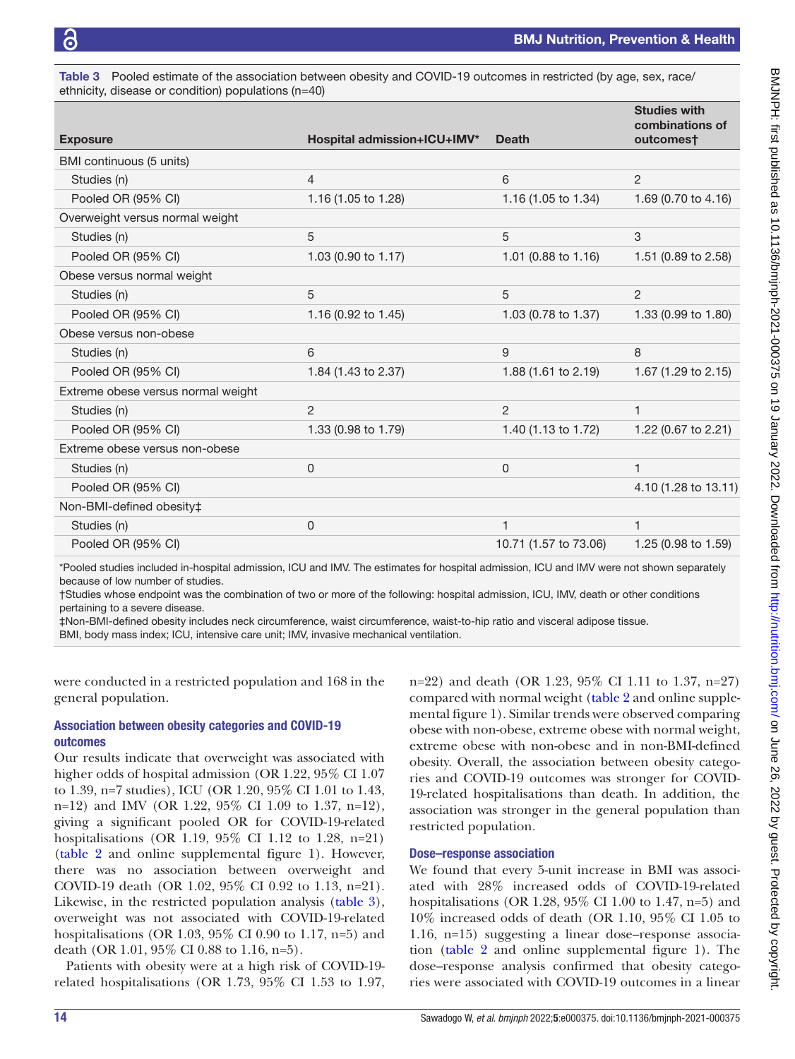Table 3 Pooled estimate of the association between obesity and COVID-19 outcomes in restricted (by age, sex, race/ethnicity, disease or condition) populations (n=40)

| Exposure | Hospital admission+ICU+IMV* | Death | Studies with combinations of outcomes† |
|---|---|---|---|
| BMI continuous (5 units) | | | |
| Studies (n) | 4 | 6 | 2 |
| Pooled OR (95% CI) | 1.16 (1.05 to 1.28) | 1.16 (1.05 to 1.34) | 1.69 (0.70 to 4.16) |
| Overweight versus normal weight | | | |
| Studies (n) | 5 | 5 | 3 |
| Pooled OR (95% CI) | 1.03 (0.90 to 1.17) | 1.01 (0.88 to 1.16) | 1.51 (0.89 to 2.58) |
| Obese versus normal weight | | | |
| Studies (n) | 5 | 5 | 2 |
| Pooled OR (95% CI) | 1.16 (0.92 to 1.45) | 1.03 (0.78 to 1.37) | 1.33 (0.99 to 1.80) |
| Obese versus non-obese | | | |
| Studies (n) | 6 | 9 | 8 |
| Pooled OR (95% CI) | 1.84 (1.43 to 2.37) | 1.88 (1.61 to 2.19) | 1.67 (1.29 to 2.15) |
| Extreme obese versus normal weight | | | |
| Studies (n) | 2 | 2 | 1 |
| Pooled OR (95% CI) | 1.33 (0.98 to 1.79) | 1.40 (1.13 to 1.72) | 1.22 (0.67 to 2.21) |
| Extreme obese versus non-obese | | | |
| Studies (n) | 0 | 0 | 1 |
| Pooled OR (95% CI) | | | 4.10 (1.28 to 13.11) |
| Non-BMI-defined obesity‡ | | | |
| Studies (n) | 0 | 1 | 1 |
| Pooled OR (95% CI) | | 10.71 (1.57 to 73.06) | 1.25 (0.98 to 1.59) |

*Pooled studies included in-hospital admission, ICU and IMV. The estimates for hospital admission, ICU and IMV were not shown separately because of low number of studies.
†Studies whose endpoint was the combination of two or more of the following: hospital admission, ICU, IMV, death or other conditions pertaining to a severe disease.
‡Non-BMI-defined obesity includes neck circumference, waist circumference, waist-to-hip ratio and visceral adipose tissue.
BMI, body mass index; ICU, intensive care unit; IMV, invasive mechanical ventilation.

were conducted in a restricted population and 168 in the general population.

### Association between obesity categories and COVID-19 outcomes

Our results indicate that overweight was associated with higher odds of hospital admission (OR 1.22, 95% CI 1.07 to 1.39, n=7 studies), ICU (OR 1.20, 95% CI 1.01 to 1.43, n=12) and IMV (OR 1.22, 95% CI 1.09 to 1.37, n=12), giving a significant pooled OR for COVID-19-related hospitalisations (OR 1.19, 95% CI 1.12 to 1.28, n=21) (table 2 and online supplemental figure 1). However, there was no association between overweight and COVID-19 death (OR 1.02, 95% CI 0.92 to 1.13, n=21). Likewise, in the restricted population analysis (table 3), overweight was not associated with COVID-19-related hospitalisations (OR 1.03, 95% CI 0.90 to 1.17, n=5) and death (OR 1.01, 95% CI 0.88 to 1.16, n=5).

Patients with obesity were at a high risk of COVID-19-related hospitalisations (OR 1.73, 95% CI 1.53 to 1.97, n=22) and death (OR 1.23, 95% CI 1.11 to 1.37, n=27) compared with normal weight (table 2 and online supplemental figure 1). Similar trends were observed comparing obese with non-obese, extreme obese with normal weight, extreme obese with non-obese and in non-BMI-defined obesity. Overall, the association between obesity categories and COVID-19 outcomes was stronger for COVID-19-related hospitalisations than death. In addition, the association was stronger in the general population than restricted population.

### Dose–response association

We found that every 5-unit increase in BMI was associated with 28% increased odds of COVID-19-related hospitalisations (OR 1.28, 95% CI 1.00 to 1.47, n=5) and 10% increased odds of death (OR 1.10, 95% CI 1.05 to 1.16, n=15) suggesting a linear dose–response association (table 2 and online supplemental figure 1). The dose–response analysis confirmed that obesity categories were associated with COVID-19 outcomes in a linear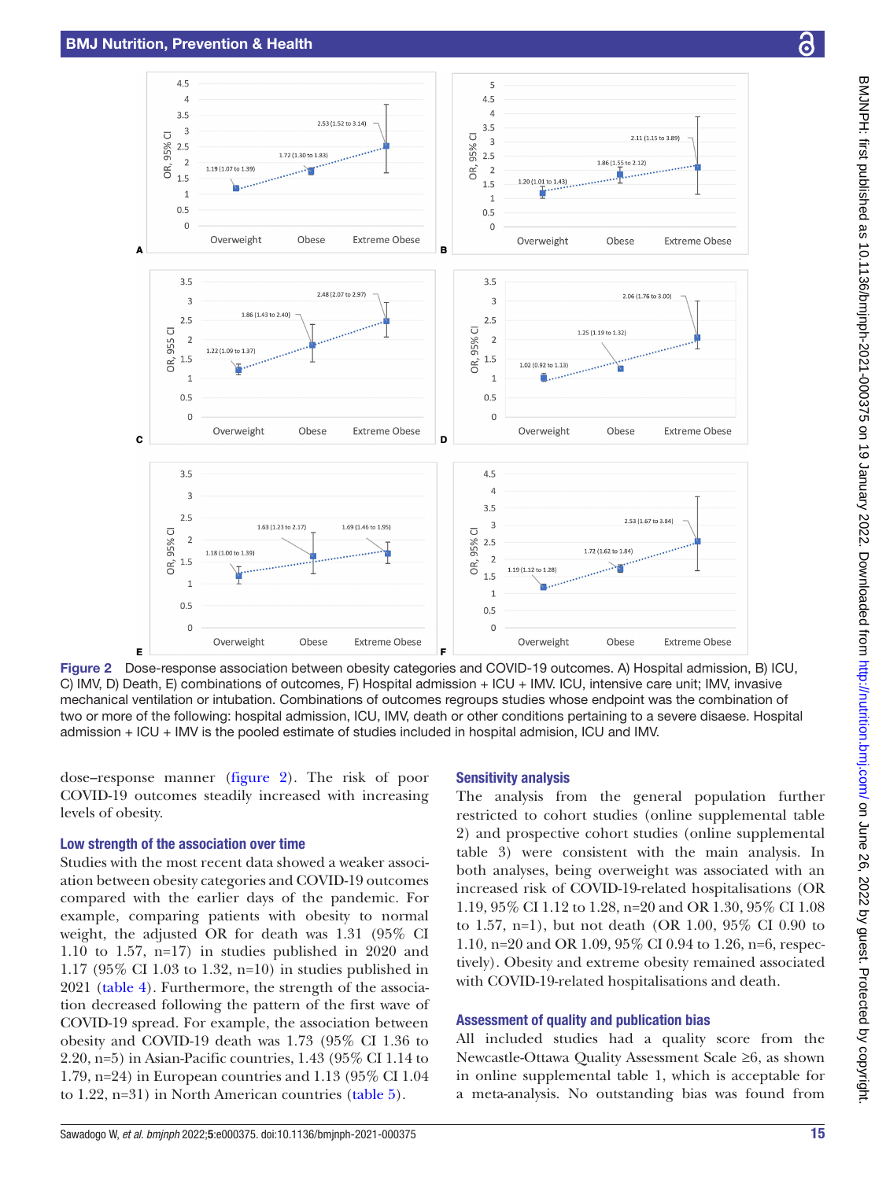Figure 2 Dose-response association between obesity categories and COVID-19 outcomes. A) Hospital admission, B) ICU, C) IMV, D) Death, E) combinations of outcomes, F) Hospital admission + ICU + IMV. ICU, intensive care unit; IMV, invasive mechanical ventilation or intubation. Combinations of outcomes regroups studies whose endpoint was the combination of two or more of the following: hospital admission, ICU, IMV, death or other conditions pertaining to a severe disaese. Hospital admission + ICU + IMV is the pooled estimate of studies included in hospital admision, ICU and IMV.

dose–response manner (figure 2). The risk of poor COVID-19 outcomes steadily increased with increasing levels of obesity.

### Low strength of the association over time

Studies with the most recent data showed a weaker association between obesity categories and COVID-19 outcomes compared with the earlier days of the pandemic. For example, comparing patients with obesity to normal weight, the adjusted OR for death was 1.31 (95% CI 1.10 to 1.57, n=17) in studies published in 2020 and 1.17 (95% CI 1.03 to 1.32, n=10) in studies published in 2021 (table 4). Furthermore, the strength of the association decreased following the pattern of the first wave of COVID-19 spread. For example, the association between obesity and COVID-19 death was 1.73 (95% CI 1.36 to 2.20, n=5) in Asian-Pacific countries, 1.43 (95% CI 1.14 to 1.79, n=24) in European countries and 1.13 (95% CI 1.04 to 1.22, n=31) in North American countries (table 5).

### Sensitivity analysis

The analysis from the general population further restricted to cohort studies (online supplemental table 2) and prospective cohort studies (online supplemental table 3) were consistent with the main analysis. In both analyses, being overweight was associated with an increased risk of COVID-19-related hospitalisations (OR 1.19, 95% CI 1.12 to 1.28, n=20 and OR 1.30, 95% CI 1.08 to 1.57, n=1), but not death (OR 1.00, 95% CI 0.90 to 1.10, n=20 and OR 1.09, 95% CI 0.94 to 1.26, n=6, respectively). Obesity and extreme obesity remained associated with COVID-19-related hospitalisations and death.

### Assessment of quality and publication bias

All included studies had a quality score from the Newcastle-Ottawa Quality Assessment Scale ≥6, as shown in online supplemental table 1, which is acceptable for a meta-analysis. No outstanding bias was found from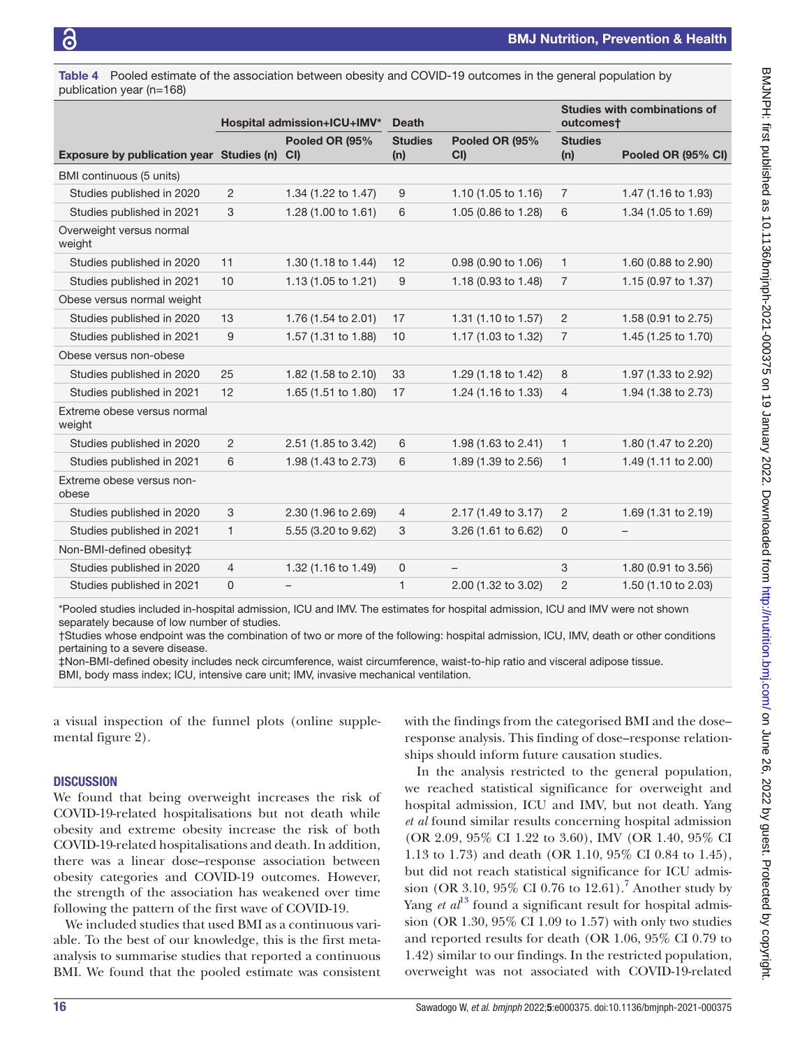Table 4 Pooled estimate of the association between obesity and COVID-19 outcomes in the general population by publication year (n=168)

| | Hospital admission+ICU+IMV* | | Death | | Studies with combinations of outcomes† | |
|---|---|---|---|---|---|---|
| Exposure by publication year | Studies (n) | Pooled OR (95% CI) | Studies (n) | Pooled OR (95% CI) | Studies (n) | Pooled OR (95% CI) |
| BMI continuous (5 units) | | | | | | |
| Studies published in 2020 | 2 | 1.34 (1.22 to 1.47) | 9 | 1.10 (1.05 to 1.16) | 7 | 1.47 (1.16 to 1.93) |
| Studies published in 2021 | 3 | 1.28 (1.00 to 1.61) | 6 | 1.05 (0.86 to 1.28) | 6 | 1.34 (1.05 to 1.69) |
| Overweight versus normal weight | | | | | | |
| Studies published in 2020 | 11 | 1.30 (1.18 to 1.44) | 12 | 0.98 (0.90 to 1.06) | 1 | 1.60 (0.88 to 2.90) |
| Studies published in 2021 | 10 | 1.13 (1.05 to 1.21) | 9 | 1.18 (0.93 to 1.48) | 7 | 1.15 (0.97 to 1.37) |
| Obese versus normal weight | | | | | | |
| Studies published in 2020 | 13 | 1.76 (1.54 to 2.01) | 17 | 1.31 (1.10 to 1.57) | 2 | 1.58 (0.91 to 2.75) |
| Studies published in 2021 | 9 | 1.57 (1.31 to 1.88) | 10 | 1.17 (1.03 to 1.32) | 7 | 1.45 (1.25 to 1.70) |
| Obese versus non-obese | | | | | | |
| Studies published in 2020 | 25 | 1.82 (1.58 to 2.10) | 33 | 1.29 (1.18 to 1.42) | 8 | 1.97 (1.33 to 2.92) |
| Studies published in 2021 | 12 | 1.65 (1.51 to 1.80) | 17 | 1.24 (1.16 to 1.33) | 4 | 1.94 (1.38 to 2.73) |
| Extreme obese versus normal weight | | | | | | |
| Studies published in 2020 | 2 | 2.51 (1.85 to 3.42) | 6 | 1.98 (1.63 to 2.41) | 1 | 1.80 (1.47 to 2.20) |
| Studies published in 2021 | 6 | 1.98 (1.43 to 2.73) | 6 | 1.89 (1.39 to 2.56) | 1 | 1.49 (1.11 to 2.00) |
| Extreme obese versus non-obese | | | | | | |
| Studies published in 2020 | 3 | 2.30 (1.96 to 2.69) | 4 | 2.17 (1.49 to 3.17) | 2 | 1.69 (1.31 to 2.19) |
| Studies published in 2021 | 1 | 5.55 (3.20 to 9.62) | 3 | 3.26 (1.61 to 6.62) | 0 | – |
| Non-BMI-defined obesity‡ | | | | | | |
| Studies published in 2020 | 4 | 1.32 (1.16 to 1.49) | 0 | – | 3 | 1.80 (0.91 to 3.56) |
| Studies published in 2021 | 0 | – | 1 | 2.00 (1.32 to 3.02) | 2 | 1.50 (1.10 to 2.03) |

*Pooled studies included in-hospital admission, ICU and IMV. The estimates for hospital admission, ICU and IMV were not shown separately because of low number of studies.
†Studies whose endpoint was the combination of two or more of the following: hospital admission, ICU, IMV, death or other conditions pertaining to a severe disease.
‡Non-BMI-defined obesity includes neck circumference, waist circumference, waist-to-hip ratio and visceral adipose tissue.
BMI, body mass index; ICU, intensive care unit; IMV, invasive mechanical ventilation.

a visual inspection of the funnel plots (online supplemental figure 2).

## DISCUSSION

We found that being overweight increases the risk of COVID-19-related hospitalisations but not death while obesity and extreme obesity increase the risk of both COVID-19-related hospitalisations and death. In addition, there was a linear dose–response association between obesity categories and COVID-19 outcomes. However, the strength of the association has weakened over time following the pattern of the first wave of COVID-19.

We included studies that used BMI as a continuous variable. To the best of our knowledge, this is the first meta-analysis to summarise studies that reported a continuous BMI. We found that the pooled estimate was consistent with the findings from the categorised BMI and the dose–response analysis. This finding of dose–response relationships should inform future causation studies.

In the analysis restricted to the general population, we reached statistical significance for overweight and hospital admission, ICU and IMV, but not death. Yang *et al* found similar results concerning hospital admission (OR 2.09, 95% CI 1.22 to 3.60), IMV (OR 1.40, 95% CI 1.13 to 1.73) and death (OR 1.10, 95% CI 0.84 to 1.45), but did not reach statistical significance for ICU admission (OR 3.10, 95% CI 0.76 to 12.61).[7] Another study by Yang *et al*[13] found a significant result for hospital admission (OR 1.30, 95% CI 1.09 to 1.57) with only two studies and reported results for death (OR 1.06, 95% CI 0.79 to 1.42) similar to our findings. In the restricted population, overweight was not associated with COVID-19-related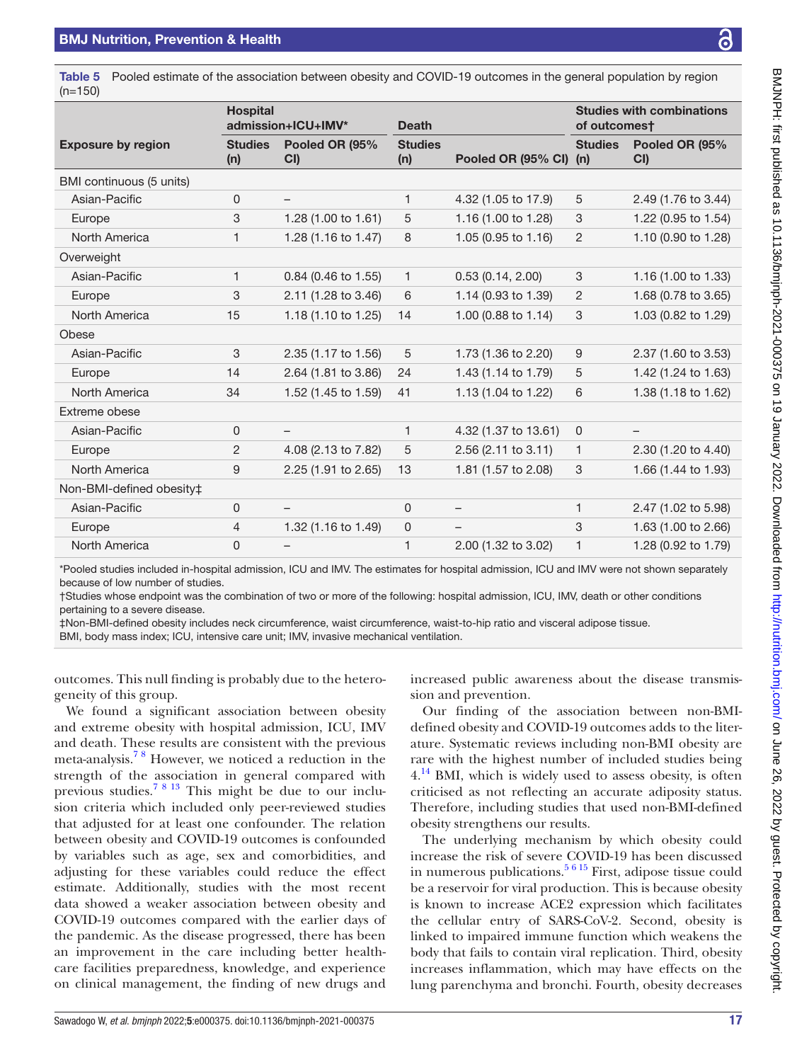**Table 5** Pooled estimate of the association between obesity and COVID-19 outcomes in the general population by region (n=150)

| Exposure by region | Hospital admission+ICU+IMV* | | Death | | Studies with combinations of outcomes† | |
|---|---|---|---|---|---|---|
| | Studies (n) | Pooled OR (95% CI) | Studies (n) | Pooled OR (95% CI) | Studies (n) | Pooled OR (95% CI) |
| BMI continuous (5 units) | | | | | | |
| Asian-Pacific | 0 | – | 1 | 4.32 (1.05 to 17.9) | 5 | 2.49 (1.76 to 3.44) |
| Europe | 3 | 1.28 (1.00 to 1.61) | 5 | 1.16 (1.00 to 1.28) | 3 | 1.22 (0.95 to 1.54) |
| North America | 1 | 1.28 (1.16 to 1.47) | 8 | 1.05 (0.95 to 1.16) | 2 | 1.10 (0.90 to 1.28) |
| Overweight | | | | | | |
| Asian-Pacific | 1 | 0.84 (0.46 to 1.55) | 1 | 0.53 (0.14, 2.00) | 3 | 1.16 (1.00 to 1.33) |
| Europe | 3 | 2.11 (1.28 to 3.46) | 6 | 1.14 (0.93 to 1.39) | 2 | 1.68 (0.78 to 3.65) |
| North America | 15 | 1.18 (1.10 to 1.25) | 14 | 1.00 (0.88 to 1.14) | 3 | 1.03 (0.82 to 1.29) |
| Obese | | | | | | |
| Asian-Pacific | 3 | 2.35 (1.17 to 1.56) | 5 | 1.73 (1.36 to 2.20) | 9 | 2.37 (1.60 to 3.53) |
| Europe | 14 | 2.64 (1.81 to 3.86) | 24 | 1.43 (1.14 to 1.79) | 5 | 1.42 (1.24 to 1.63) |
| North America | 34 | 1.52 (1.45 to 1.59) | 41 | 1.13 (1.04 to 1.22) | 6 | 1.38 (1.18 to 1.62) |
| Extreme obese | | | | | | |
| Asian-Pacific | 0 | – | 1 | 4.32 (1.37 to 13.61) | 0 | – |
| Europe | 2 | 4.08 (2.13 to 7.82) | 5 | 2.56 (2.11 to 3.11) | 1 | 2.30 (1.20 to 4.40) |
| North America | 9 | 2.25 (1.91 to 2.65) | 13 | 1.81 (1.57 to 2.08) | 3 | 1.66 (1.44 to 1.93) |
| Non-BMI-defined obesity‡ | | | | | | |
| Asian-Pacific | 0 | – | 0 | – | 1 | 2.47 (1.02 to 5.98) |
| Europe | 4 | 1.32 (1.16 to 1.49) | 0 | – | 3 | 1.63 (1.00 to 2.66) |
| North America | 0 | – | 1 | 2.00 (1.32 to 3.02) | 1 | 1.28 (0.92 to 1.79) |

*Pooled studies included in-hospital admission, ICU and IMV. The estimates for hospital admission, ICU and IMV were not shown separately because of low number of studies.
†Studies whose endpoint was the combination of two or more of the following: hospital admission, ICU, IMV, death or other conditions pertaining to a severe disease.
‡Non-BMI-defined obesity includes neck circumference, waist circumference, waist-to-hip ratio and visceral adipose tissue.
BMI, body mass index; ICU, intensive care unit; IMV, invasive mechanical ventilation.

outcomes. This null finding is probably due to the heterogeneity of this group.

We found a significant association between obesity and extreme obesity with hospital admission, ICU, IMV and death. These results are consistent with the previous meta-analysis.[7,8] However, we noticed a reduction in the strength of the association in general compared with previous studies.[7,8,13] This might be due to our inclusion criteria which included only peer-reviewed studies that adjusted for at least one confounder. The relation between obesity and COVID-19 outcomes is confounded by variables such as age, sex and comorbidities, and adjusting for these variables could reduce the effect estimate. Additionally, studies with the most recent data showed a weaker association between obesity and COVID-19 outcomes compared with the earlier days of the pandemic. As the disease progressed, there has been an improvement in the care including better healthcare facilities preparedness, knowledge, and experience on clinical management, the finding of new drugs and increased public awareness about the disease transmission and prevention.

Our finding of the association between non-BMI-defined obesity and COVID-19 outcomes adds to the literature. Systematic reviews including non-BMI obesity are rare with the highest number of included studies being 4.[14] BMI, which is widely used to assess obesity, is often criticised as not reflecting an accurate adiposity status. Therefore, including studies that used non-BMI-defined obesity strengthens our results.

The underlying mechanism by which obesity could increase the risk of severe COVID-19 has been discussed in numerous publications.[5,6,15] First, adipose tissue could be a reservoir for viral production. This is because obesity is known to increase ACE2 expression which facilitates the cellular entry of SARS-CoV-2. Second, obesity is linked to impaired immune function which weakens the body that fails to contain viral replication. Third, obesity increases inflammation, which may have effects on the lung parenchyma and bronchi. Fourth, obesity decreases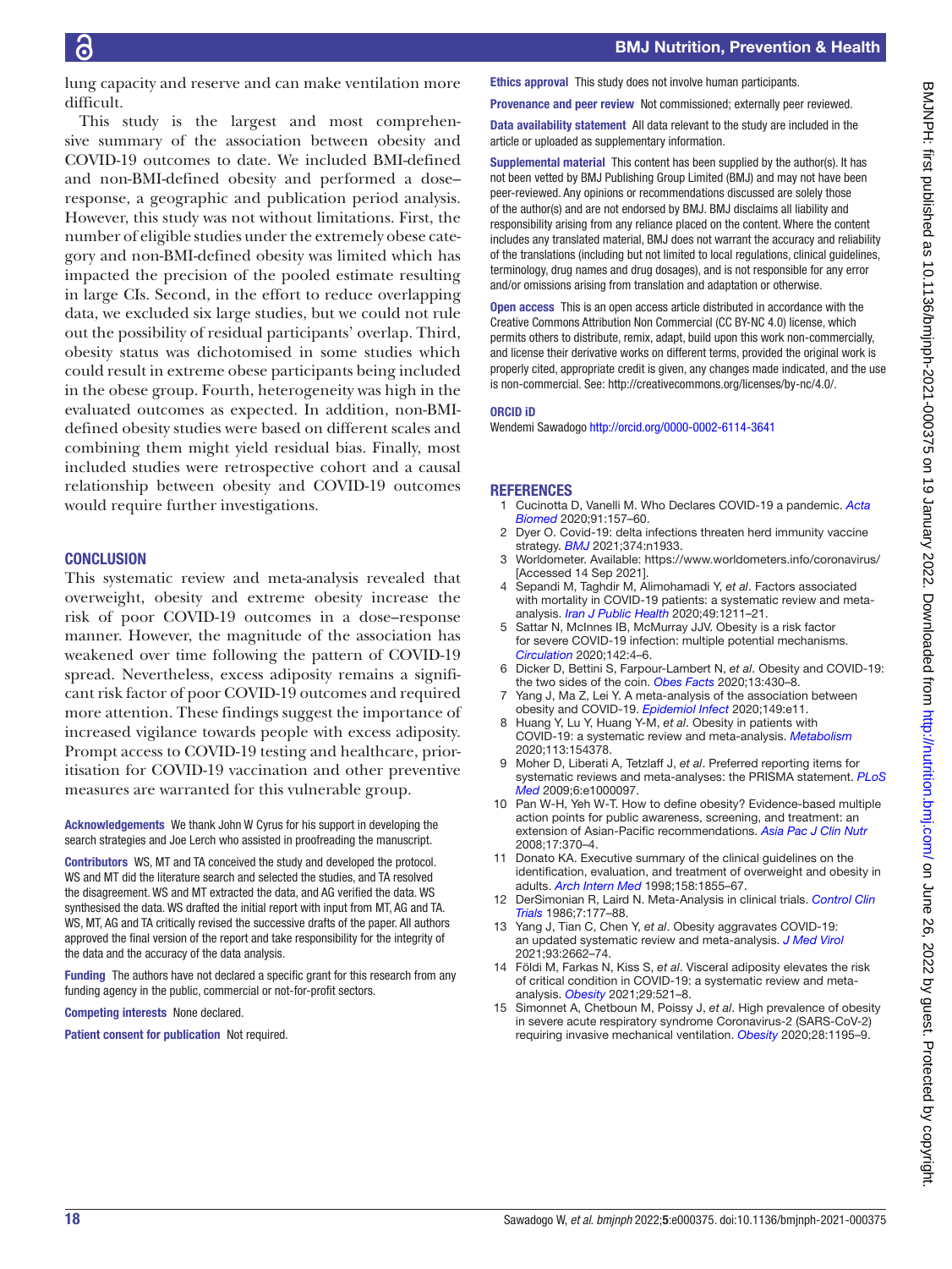lung capacity and reserve and can make ventilation more difficult.

This study is the largest and most comprehensive summary of the association between obesity and COVID-19 outcomes to date. We included BMI-defined and non-BMI-defined obesity and performed a dose–response, a geographic and publication period analysis. However, this study was not without limitations. First, the number of eligible studies under the extremely obese category and non-BMI-defined obesity was limited which has impacted the precision of the pooled estimate resulting in large CIs. Second, in the effort to reduce overlapping data, we excluded six large studies, but we could not rule out the possibility of residual participants' overlap. Third, obesity status was dichotomised in some studies which could result in extreme obese participants being included in the obese group. Fourth, heterogeneity was high in the evaluated outcomes as expected. In addition, non-BMI-defined obesity studies were based on different scales and combining them might yield residual bias. Finally, most included studies were retrospective cohort and a causal relationship between obesity and COVID-19 outcomes would require further investigations.

## CONCLUSION

This systematic review and meta-analysis revealed that overweight, obesity and extreme obesity increase the risk of poor COVID-19 outcomes in a dose–response manner. However, the magnitude of the association has weakened over time following the pattern of COVID-19 spread. Nevertheless, excess adiposity remains a significant risk factor of poor COVID-19 outcomes and required more attention. These findings suggest the importance of increased vigilance towards people with excess adiposity. Prompt access to COVID-19 testing and healthcare, prioritisation for COVID-19 vaccination and other preventive measures are warranted for this vulnerable group.

**Acknowledgements** We thank John W Cyrus for his support in developing the search strategies and Joe Lerch who assisted in proofreading the manuscript.

**Contributors** WS, MT and TA conceived the study and developed the protocol. WS and MT did the literature search and selected the studies, and TA resolved the disagreement. WS and MT extracted the data, and AG verified the data. WS synthesised the data. WS drafted the initial report with input from MT, AG and TA. WS, MT, AG and TA critically revised the successive drafts of the paper. All authors approved the final version of the report and take responsibility for the integrity of the data and the accuracy of the data analysis.

**Funding** The authors have not declared a specific grant for this research from any funding agency in the public, commercial or not-for-profit sectors.

**Competing interests** None declared.

**Patient consent for publication** Not required.

**Ethics approval** This study does not involve human participants.

**Provenance and peer review** Not commissioned; externally peer reviewed.

**Data availability statement** All data relevant to the study are included in the article or uploaded as supplementary information.

**Supplemental material** This content has been supplied by the author(s). It has not been vetted by BMJ Publishing Group Limited (BMJ) and may not have been peer-reviewed. Any opinions or recommendations discussed are solely those of the author(s) and are not endorsed by BMJ. BMJ disclaims all liability and responsibility arising from any reliance placed on the content. Where the content includes any translated material, BMJ does not warrant the accuracy and reliability of the translations (including but not limited to local regulations, clinical guidelines, terminology, drug names and drug dosages), and is not responsible for any error and/or omissions arising from translation and adaptation or otherwise.

**Open access** This is an open access article distributed in accordance with the Creative Commons Attribution Non Commercial (CC BY-NC 4.0) license, which permits others to distribute, remix, adapt, build upon this work non-commercially, and license their derivative works on different terms, provided the original work is properly cited, appropriate credit is given, any changes made indicated, and the use is non-commercial. See: http://creativecommons.org/licenses/by-nc/4.0/.

### ORCID iD

Wendemi Sawadogo http://orcid.org/0000-0002-6114-3641

## REFERENCES

1. Cucinotta D, Vanelli M. Who Declares COVID-19 a pandemic. *Acta Biomed* 2020;91:157–60.
2. Dyer O. Covid-19: delta infections threaten herd immunity vaccine strategy. *BMJ* 2021;374:n1933.
3. Worldometer. Available: https://www.worldometers.info/coronavirus/ [Accessed 14 Sep 2021].
4. Sepandi M, Taghdir M, Alimohamadi Y, *et al*. Factors associated with mortality in COVID-19 patients: a systematic review and meta-analysis. *Iran J Public Health* 2020;49:1211–21.
5. Sattar N, McInnes IB, McMurray JJV. Obesity is a risk factor for severe COVID-19 infection: multiple potential mechanisms. *Circulation* 2020;142:4–6.
6. Dicker D, Bettini S, Farpour-Lambert N, *et al*. Obesity and COVID-19: the two sides of the coin. *Obes Facts* 2020;13:430–8.
7. Yang J, Ma Z, Lei Y. A meta-analysis of the association between obesity and COVID-19. *Epidemiol Infect* 2020;149:e11.
8. Huang Y, Lu Y, Huang Y-M, *et al*. Obesity in patients with COVID-19: a systematic review and meta-analysis. *Metabolism* 2020;113:154378.
9. Moher D, Liberati A, Tetzlaff J, *et al*. Preferred reporting items for systematic reviews and meta-analyses: the PRISMA statement. *PLoS Med* 2009;6:e1000097.
10. Pan W-H, Yeh W-T. How to define obesity? Evidence-based multiple action points for public awareness, screening, and treatment: an extension of Asian-Pacific recommendations. *Asia Pac J Clin Nutr* 2008;17:370–4.
11. Donato KA. Executive summary of the clinical guidelines on the identification, evaluation, and treatment of overweight and obesity in adults. *Arch Intern Med* 1998;158:1855–67.
12. DerSimonian R, Laird N. Meta-Analysis in clinical trials. *Control Clin Trials* 1986;7:177–88.
13. Yang J, Tian C, Chen Y, *et al*. Obesity aggravates COVID-19: an updated systematic review and meta-analysis. *J Med Virol* 2021;93:2662–74.
14. Földi M, Farkas N, Kiss S, *et al*. Visceral adiposity elevates the risk of critical condition in COVID-19: a systematic review and meta-analysis. *Obesity* 2021;29:521–8.
15. Simonnet A, Chetboun M, Poissy J, *et al*. High prevalence of obesity in severe acute respiratory syndrome Coronavirus-2 (SARS-CoV-2) requiring invasive mechanical ventilation. *Obesity* 2020;28:1195–9.